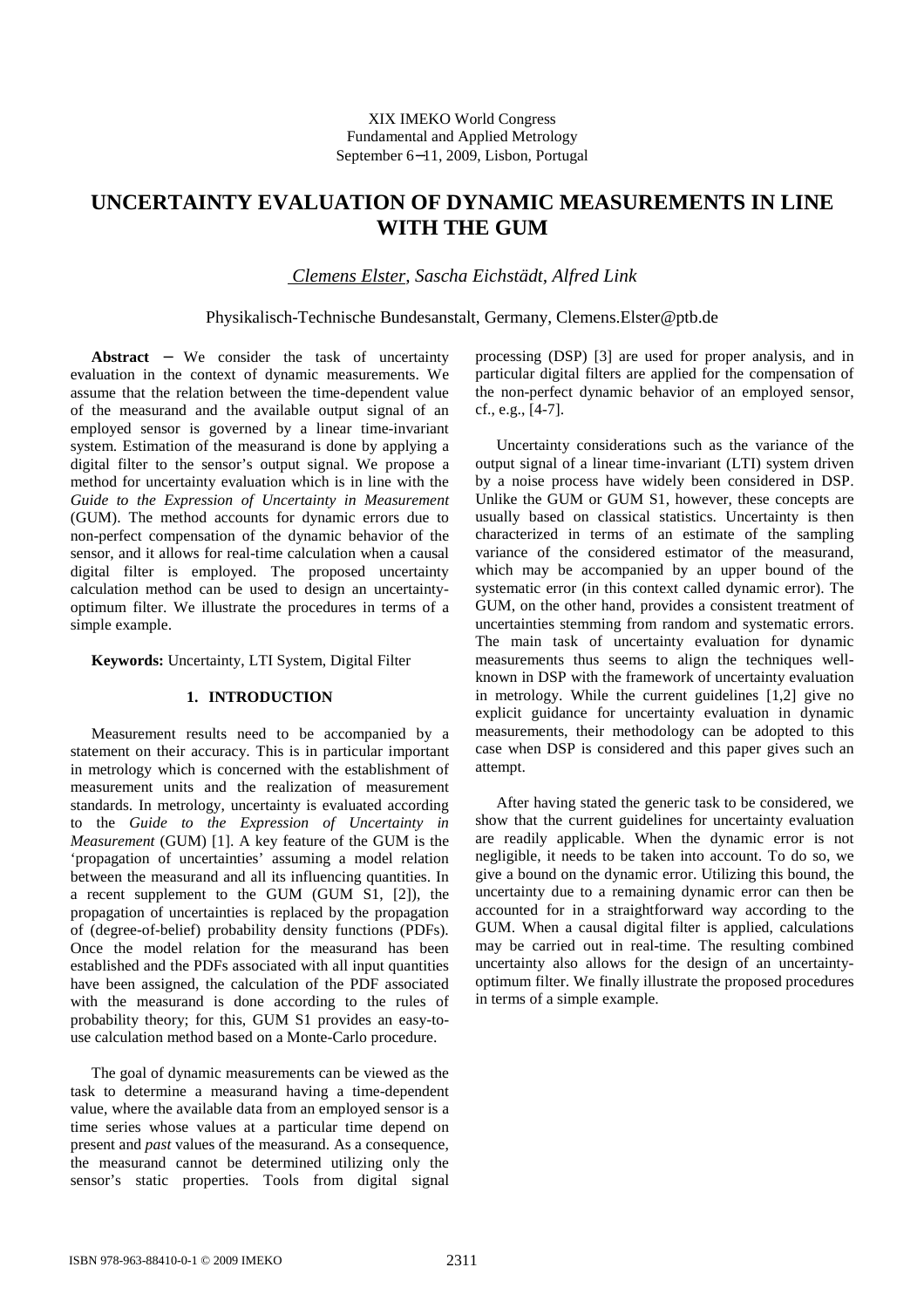XIX IMEKO World Congress
Fundamental and Applied Metrology
September 6−11, 2009, Lisbon, Portugal

# UNCERTAINTY EVALUATION OF DYNAMIC MEASUREMENTS IN LINE WITH THE GUM

*Clemens Elster, Sascha Eichstädt, Alfred Link*

Physikalisch-Technische Bundesanstalt, Germany, Clemens.Elster@ptb.de

**Abstract** − We consider the task of uncertainty evaluation in the context of dynamic measurements. We assume that the relation between the time-dependent value of the measurand and the available output signal of an employed sensor is governed by a linear time-invariant system. Estimation of the measurand is done by applying a digital filter to the sensor's output signal. We propose a method for uncertainty evaluation which is in line with the *Guide to the Expression of Uncertainty in Measurement* (GUM). The method accounts for dynamic errors due to non-perfect compensation of the dynamic behavior of the sensor, and it allows for real-time calculation when a causal digital filter is employed. The proposed uncertainty calculation method can be used to design an uncertainty-optimum filter. We illustrate the procedures in terms of a simple example.

**Keywords:** Uncertainty, LTI System, Digital Filter

## 1. INTRODUCTION

Measurement results need to be accompanied by a statement on their accuracy. This is in particular important in metrology which is concerned with the establishment of measurement units and the realization of measurement standards. In metrology, uncertainty is evaluated according to the *Guide to the Expression of Uncertainty in Measurement* (GUM) [1]. A key feature of the GUM is the 'propagation of uncertainties' assuming a model relation between the measurand and all its influencing quantities. In a recent supplement to the GUM (GUM S1, [2]), the propagation of uncertainties is replaced by the propagation of (degree-of-belief) probability density functions (PDFs). Once the model relation for the measurand has been established and the PDFs associated with all input quantities have been assigned, the calculation of the PDF associated with the measurand is done according to the rules of probability theory; for this, GUM S1 provides an easy-to-use calculation method based on a Monte-Carlo procedure.

The goal of dynamic measurements can be viewed as the task to determine a measurand having a time-dependent value, where the available data from an employed sensor is a time series whose values at a particular time depend on present and *past* values of the measurand. As a consequence, the measurand cannot be determined utilizing only the sensor's static properties. Tools from digital signal processing (DSP) [3] are used for proper analysis, and in particular digital filters are applied for the compensation of the non-perfect dynamic behavior of an employed sensor, cf., e.g., [4-7].

Uncertainty considerations such as the variance of the output signal of a linear time-invariant (LTI) system driven by a noise process have widely been considered in DSP. Unlike the GUM or GUM S1, however, these concepts are usually based on classical statistics. Uncertainty is then characterized in terms of an estimate of the sampling variance of the considered estimator of the measurand, which may be accompanied by an upper bound of the systematic error (in this context called dynamic error). The GUM, on the other hand, provides a consistent treatment of uncertainties stemming from random and systematic errors. The main task of uncertainty evaluation for dynamic measurements thus seems to align the techniques well-known in DSP with the framework of uncertainty evaluation in metrology. While the current guidelines [1,2] give no explicit guidance for uncertainty evaluation in dynamic measurements, their methodology can be adopted to this case when DSP is considered and this paper gives such an attempt.

After having stated the generic task to be considered, we show that the current guidelines for uncertainty evaluation are readily applicable. When the dynamic error is not negligible, it needs to be taken into account. To do so, we give a bound on the dynamic error. Utilizing this bound, the uncertainty due to a remaining dynamic error can then be accounted for in a straightforward way according to the GUM. When a causal digital filter is applied, calculations may be carried out in real-time. The resulting combined uncertainty also allows for the design of an uncertainty-optimum filter. We finally illustrate the proposed procedures in terms of a simple example.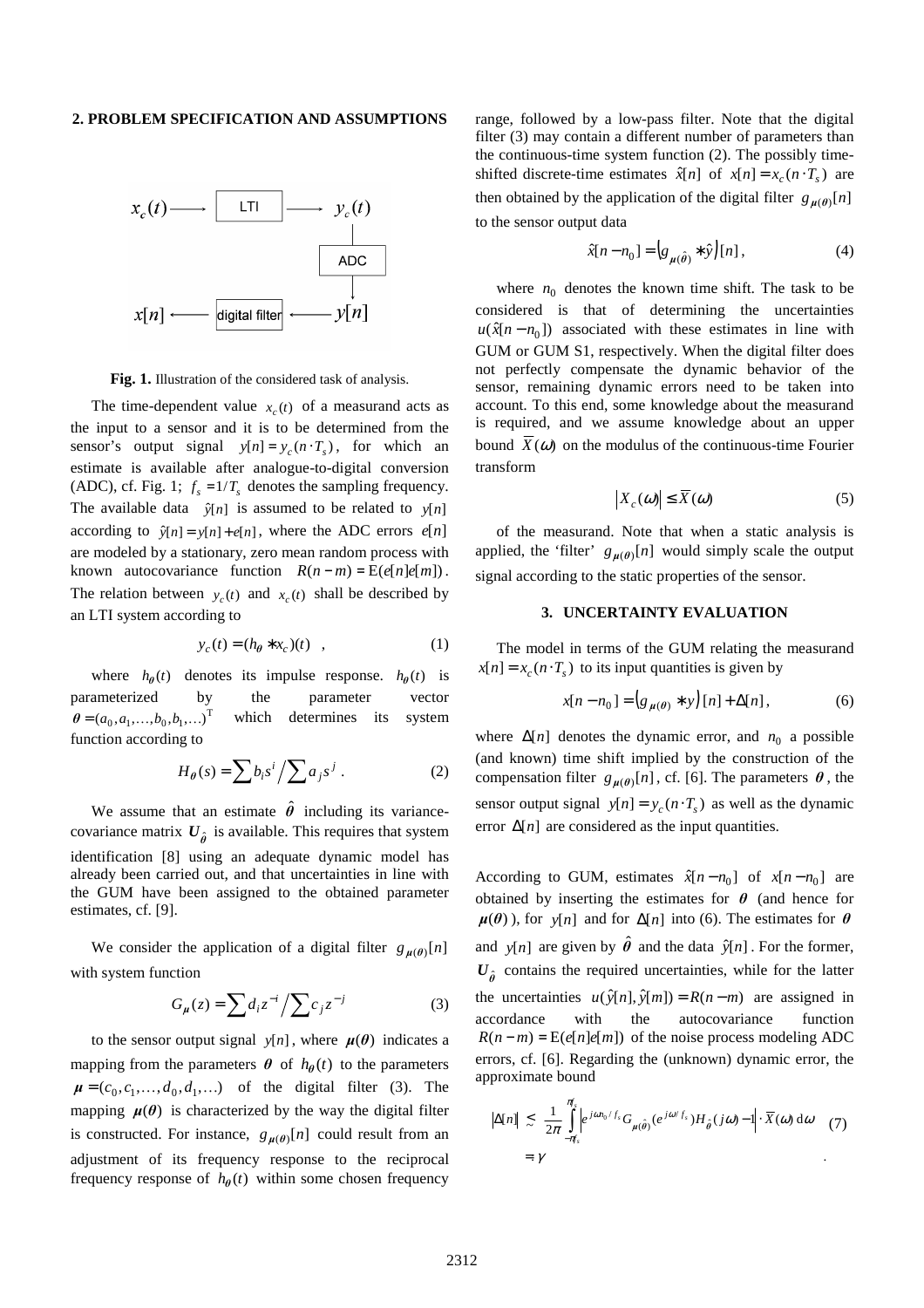## 2. PROBLEM SPECIFICATION AND ASSUMPTIONS

**Fig. 1.** Illustration of the considered task of analysis.

The time-dependent value $x_c(t)$ of a measurand acts as the input to a sensor and it is to be determined from the sensor's output signal $y[n] = y_c(n \cdot T_s)$, for which an estimate is available after analogue-to-digital conversion (ADC), cf. Fig. 1; $f_s = 1/T_s$ denotes the sampling frequency. The available data $\hat{y}[n]$ is assumed to be related to $y[n]$ according to $\hat{y}[n] = y[n] + e[n]$, where the ADC errors $e[n]$ are modeled by a stationary, zero mean random process with known autocovariance function $R(n-m) = \mathrm{E}(e[n]e[m])$. The relation between $y_c(t)$ and $x_c(t)$ shall be described by an LTI system according to

$$y_c(t) = (h_{\theta} * x_c)(t) \quad , \tag{1}$$

where $h_{\theta}(t)$ denotes its impulse response. $h_{\theta}(t)$ is parameterized by the parameter vector $\theta = (a_0, a_1, \ldots, b_0, b_1, \ldots)^{\mathrm{T}}$ which determines its system function according to

$$H_{\theta}(s) = \sum b_i s^i \Big/ \sum a_j s^j \, . \tag{2}$$

We assume that an estimate $\hat{\theta}$ including its variance-covariance matrix $U_{\hat{\theta}}$ is available. This requires that system identification [8] using an adequate dynamic model has already been carried out, and that uncertainties in line with the GUM have been assigned to the obtained parameter estimates, cf. [9].

We consider the application of a digital filter $g_{\mu(\theta)}[n]$ with system function

$$G_{\mu}(z) = \sum d_i z^{-i} \Big/ \sum c_j z^{-j} \tag{3}$$

to the sensor output signal $y[n]$, where $\mu(\theta)$ indicates a mapping from the parameters $\theta$ of $h_{\theta}(t)$ to the parameters $\mu = (c_0, c_1, \ldots, d_0, d_1, \ldots)$ of the digital filter (3). The mapping $\mu(\theta)$ is characterized by the way the digital filter is constructed. For instance, $g_{\mu(\theta)}[n]$ could result from an adjustment of its frequency response to the reciprocal frequency response of $h_{\theta}(t)$ within some chosen frequency range, followed by a low-pass filter. Note that the digital filter (3) may contain a different number of parameters than the continuous-time system function (2). The possibly time-shifted discrete-time estimates $\hat{x}[n]$ of $x[n] = x_c(n \cdot T_s)$ are then obtained by the application of the digital filter $g_{\mu(\theta)}[n]$ to the sensor output data

$$\hat{x}[n - n_0] = \left(g_{\mu(\hat{\theta})} * \hat{y}\right)[n] \, , \tag{4}$$

where $n_0$ denotes the known time shift. The task to be considered is that of determining the uncertainties $u(\hat{x}[n - n_0])$ associated with these estimates in line with GUM or GUM S1, respectively. When the digital filter does not perfectly compensate the dynamic behavior of the sensor, remaining dynamic errors need to be taken into account. To this end, some knowledge about the measurand is required, and we assume knowledge about an upper bound $\overline{X}(\omega)$ on the modulus of the continuous-time Fourier transform

$$\left| X_c(\omega) \right| \le \overline{X}(\omega) \tag{5}$$

of the measurand. Note that when a static analysis is applied, the 'filter' $g_{\mu(\theta)}[n]$ would simply scale the output signal according to the static properties of the sensor.

## 3. UNCERTAINTY EVALUATION

The model in terms of the GUM relating the measurand $x[n] = x_c(n \cdot T_s)$ to its input quantities is given by

$$x[n - n_0] = \left(g_{\mu(\theta)} * y\right)[n] + \Delta[n] \, , \tag{6}$$

where $\Delta[n]$ denotes the dynamic error, and $n_0$ a possible (and known) time shift implied by the construction of the compensation filter $g_{\mu(\theta)}[n]$, cf. [6]. The parameters $\theta$, the sensor output signal $y[n] = y_c(n \cdot T_s)$ as well as the dynamic error $\Delta[n]$ are considered as the input quantities.

According to GUM, estimates $\hat{x}[n - n_0]$ of $x[n - n_0]$ are obtained by inserting the estimates for $\theta$ (and hence for $\mu(\theta)$), for $y[n]$ and for $\Delta[n]$ into (6). The estimates for $\theta$ and $y[n]$ are given by $\hat{\theta}$ and the data $\hat{y}[n]$. For the former, $U_{\hat{\theta}}$ contains the required uncertainties, while for the latter the uncertainties $u(\hat{y}[n], \hat{y}[m]) = R(n-m)$ are assigned in accordance with the autocovariance function $R(n-m) = \mathrm{E}(e[n]e[m])$ of the noise process modeling ADC errors, cf. [6]. Regarding the (unknown) dynamic error, the approximate bound

$$\left| \Delta[n] \right| \lesssim \underbrace{\frac{1}{2\pi} \int_{-\pi f_s}^{\pi f_s} \left| e^{j\omega n_0 / f_s} G_{\mu(\hat{\theta})}(e^{j\omega / f_s}) H_{\hat{\theta}}(j\omega) - 1 \right| \cdot \overline{X}(\omega) \, \mathrm{d}\omega}_{=\gamma} \tag{7}$$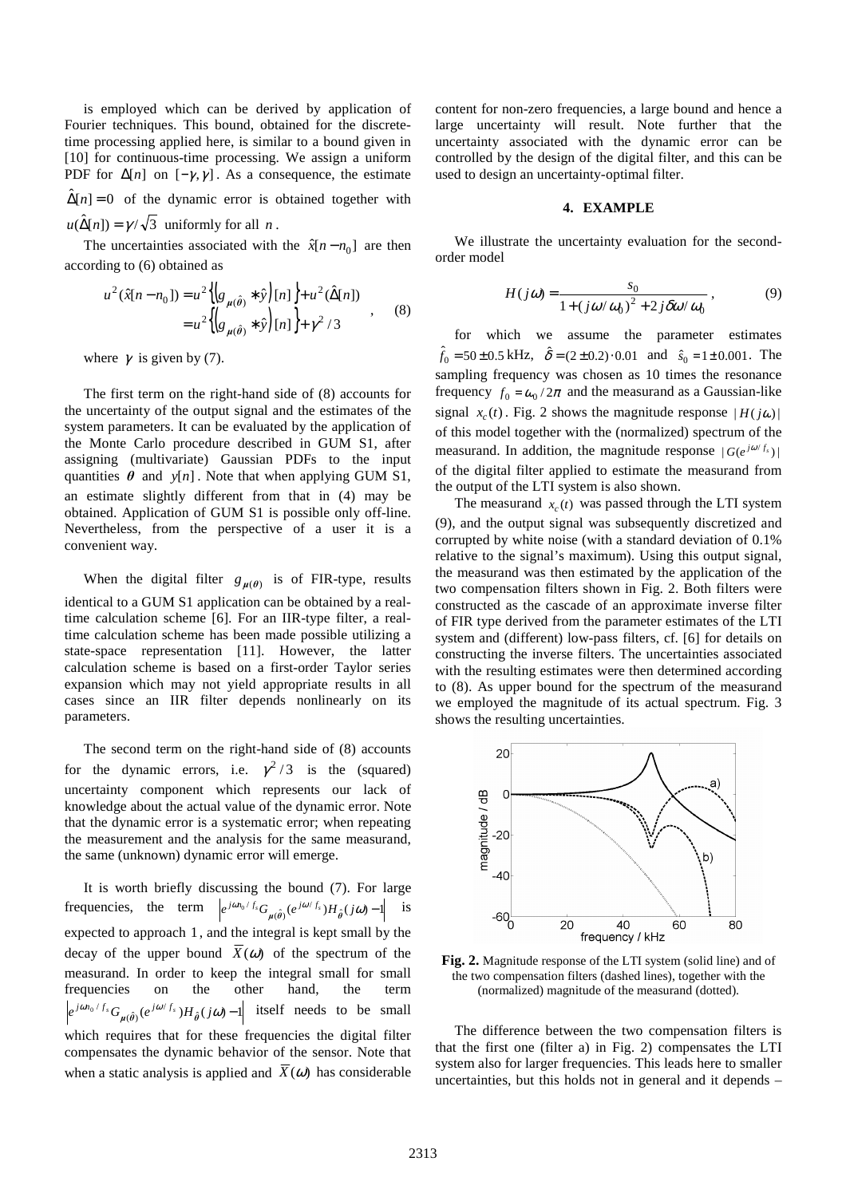is employed which can be derived by application of Fourier techniques. This bound, obtained for the discrete-time processing applied here, is similar to a bound given in [10] for continuous-time processing. We assign a uniform PDF for $\Delta[n]$ on $[-\gamma, \gamma]$. As a consequence, the estimate $\hat{\Delta}[n] = 0$ of the dynamic error is obtained together with $u(\hat{\Delta}[n]) = \gamma / \sqrt{3}$ uniformly for all $n$.

The uncertainties associated with the $\hat{x}[n - n_0]$ are then according to (6) obtained as

$$
\begin{aligned}
u^2(\hat{x}[n-n_0]) &= u^2\left\{\left(g_{\mu(\hat{\theta})} * \hat{y}\right)[n]\right\} + u^2(\hat{\Delta}[n]) \\
&= u^2\left\{\left(g_{\mu(\hat{\theta})} * \hat{y}\right)[n]\right\} + \gamma^2/3
\end{aligned}
\quad , \quad (8)
$$

where $\gamma$ is given by (7).

The first term on the right-hand side of (8) accounts for the uncertainty of the output signal and the estimates of the system parameters. It can be evaluated by the application of the Monte Carlo procedure described in GUM S1, after assigning (multivariate) Gaussian PDFs to the input quantities $\theta$ and $y[n]$. Note that when applying GUM S1, an estimate slightly different from that in (4) may be obtained. Application of GUM S1 is possible only off-line. Nevertheless, from the perspective of a user it is a convenient way.

When the digital filter $g_{\mu(\theta)}$ is of FIR-type, results identical to a GUM S1 application can be obtained by a real-time calculation scheme [6]. For an IIR-type filter, a real-time calculation scheme has been made possible utilizing a state-space representation [11]. However, the latter calculation scheme is based on a first-order Taylor series expansion which may not yield appropriate results in all cases since an IIR filter depends nonlinearly on its parameters.

The second term on the right-hand side of (8) accounts for the dynamic errors, i.e. $\gamma^2/3$ is the (squared) uncertainty component which represents our lack of knowledge about the actual value of the dynamic error. Note that the dynamic error is a systematic error; when repeating the measurement and the analysis for the same measurand, the same (unknown) dynamic error will emerge.

It is worth briefly discussing the bound (7). For large frequencies, the term $\left| e^{j\omega n_0/f_s} G_{\mu(\hat{\theta})}(e^{j\omega/f_s}) H_{\hat{\theta}}(j\omega) - 1 \right|$ is expected to approach 1, and the integral is kept small by the decay of the upper bound $\overline{X}(\omega)$ of the spectrum of the measurand. In order to keep the integral small for small frequencies on the other hand, the term $\left| e^{j\omega n_0/f_s} G_{\mu(\hat{\theta})}(e^{j\omega/f_s}) H_{\hat{\theta}}(j\omega) - 1 \right|$ itself needs to be small which requires that for these frequencies the digital filter compensates the dynamic behavior of the sensor. Note that when a static analysis is applied and $\overline{X}(\omega)$ has considerable content for non-zero frequencies, a large bound and hence a large uncertainty will result. Note further that the uncertainty associated with the dynamic error can be controlled by the design of the digital filter, and this can be used to design an uncertainty-optimal filter.

## 4. EXAMPLE

We illustrate the uncertainty evaluation for the second-order model

$$
H(j\omega) = \frac{s_0}{1 + (j\omega/\omega_0)^2 + 2j\delta\omega/\omega_0}\,, \quad (9)
$$

for which we assume the parameter estimates $\hat{f}_0 = 50 \pm 0.5$ kHz, $\hat{\delta} = (2 \pm 0.2) \cdot 0.01$ and $\hat{s}_0 = 1 \pm 0.001$. The sampling frequency was chosen as 10 times the resonance frequency $f_0 = \omega_0 / 2\pi$ and the measurand as a Gaussian-like signal $x_c(t)$. Fig. 2 shows the magnitude response $|H(j\omega)|$ of this model together with the (normalized) spectrum of the measurand. In addition, the magnitude response $|G(e^{j\omega/f_s})|$ of the digital filter applied to estimate the measurand from the output of the LTI system is also shown.

The measurand $x_c(t)$ was passed through the LTI system (9), and the output signal was subsequently discretized and corrupted by white noise (with a standard deviation of 0.1% relative to the signal's maximum). Using this output signal, the measurand was then estimated by the application of the two compensation filters shown in Fig. 2. Both filters were constructed as the cascade of an approximate inverse filter of FIR type derived from the parameter estimates of the LTI system and (different) low-pass filters, cf. [6] for details on constructing the inverse filters. The uncertainties associated with the resulting estimates were then determined according to (8). As upper bound for the spectrum of the measurand we employed the magnitude of its actual spectrum. Fig. 3 shows the resulting uncertainties.

**Fig. 2.** Magnitude response of the LTI system (solid line) and of the two compensation filters (dashed lines), together with the (normalized) magnitude of the measurand (dotted).

The difference between the two compensation filters is that the first one (filter a) in Fig. 2) compensates the LTI system also for larger frequencies. This leads here to smaller uncertainties, but this holds not in general and it depends –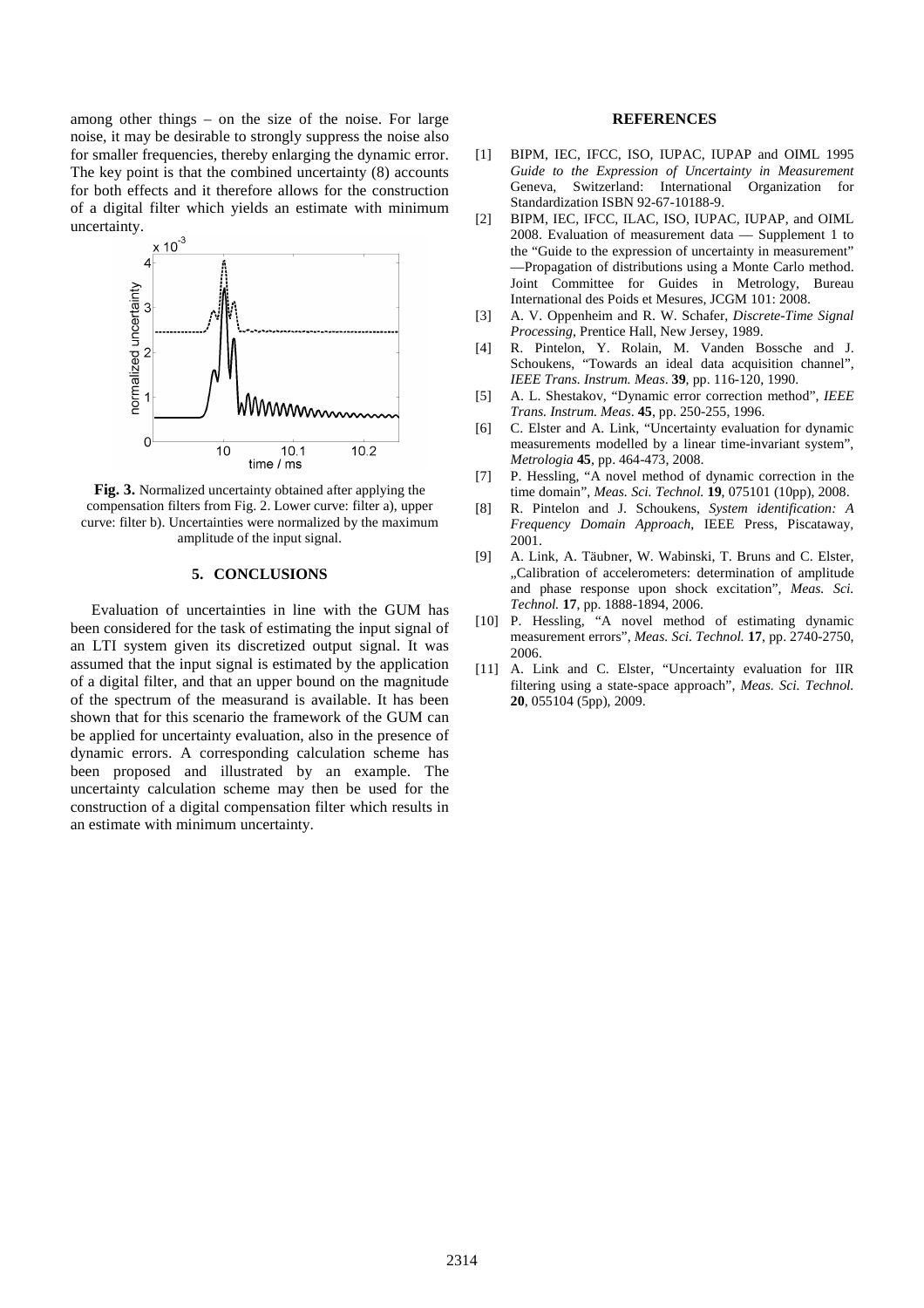among other things – on the size of the noise. For large noise, it may be desirable to strongly suppress the noise also for smaller frequencies, thereby enlarging the dynamic error. The key point is that the combined uncertainty (8) accounts for both effects and it therefore allows for the construction of a digital filter which yields an estimate with minimum uncertainty.

x 10$^{-3}$
4
3
2
1
0
normalized uncertainty
10
10.1
10.2
time / ms

**Fig. 3.** Normalized uncertainty obtained after applying the compensation filters from Fig. 2. Lower curve: filter a), upper curve: filter b). Uncertainties were normalized by the maximum amplitude of the input signal.

## 5. CONCLUSIONS

Evaluation of uncertainties in line with the GUM has been considered for the task of estimating the input signal of an LTI system given its discretized output signal. It was assumed that the input signal is estimated by the application of a digital filter, and that an upper bound on the magnitude of the spectrum of the measurand is available. It has been shown that for this scenario the framework of the GUM can be applied for uncertainty evaluation, also in the presence of dynamic errors. A corresponding calculation scheme has been proposed and illustrated by an example. The uncertainty calculation scheme may then be used for the construction of a digital compensation filter which results in an estimate with minimum uncertainty.

## REFERENCES

[1] BIPM, IEC, IFCC, ISO, IUPAC, IUPAP and OIML 1995 *Guide to the Expression of Uncertainty in Measurement* Geneva, Switzerland: International Organization for Standardization ISBN 92-67-10188-9.

[2] BIPM, IEC, IFCC, ILAC, ISO, IUPAC, IUPAP, and OIML 2008. Evaluation of measurement data — Supplement 1 to the "Guide to the expression of uncertainty in measurement" —Propagation of distributions using a Monte Carlo method. Joint Committee for Guides in Metrology, Bureau International des Poids et Mesures, JCGM 101: 2008.

[3] A. V. Oppenheim and R. W. Schafer, *Discrete-Time Signal Processing*, Prentice Hall, New Jersey, 1989.

[4] R. Pintelon, Y. Rolain, M. Vanden Bossche and J. Schoukens, "Towards an ideal data acquisition channel", *IEEE Trans. Instrum. Meas*. **39**, pp. 116-120, 1990.

[5] A. L. Shestakov, "Dynamic error correction method", *IEEE Trans. Instrum. Meas*. **45**, pp. 250-255, 1996.

[6] C. Elster and A. Link, "Uncertainty evaluation for dynamic measurements modelled by a linear time-invariant system", *Metrologia* **45**, pp. 464-473, 2008.

[7] P. Hessling, "A novel method of dynamic correction in the time domain", *Meas. Sci. Technol.* **19**, 075101 (10pp), 2008.

[8] R. Pintelon and J. Schoukens, *System identification: A Frequency Domain Approach*, IEEE Press, Piscataway, 2001.

[9] A. Link, A. Täubner, W. Wabinski, T. Bruns and C. Elster, „Calibration of accelerometers: determination of amplitude and phase response upon shock excitation", *Meas. Sci. Technol.* **17**, pp. 1888-1894, 2006.

[10] P. Hessling, "A novel method of estimating dynamic measurement errors", *Meas. Sci. Technol.* **17**, pp. 2740-2750, 2006.

[11] A. Link and C. Elster, "Uncertainty evaluation for IIR filtering using a state-space approach", *Meas. Sci. Technol.* **20**, 055104 (5pp), 2009.